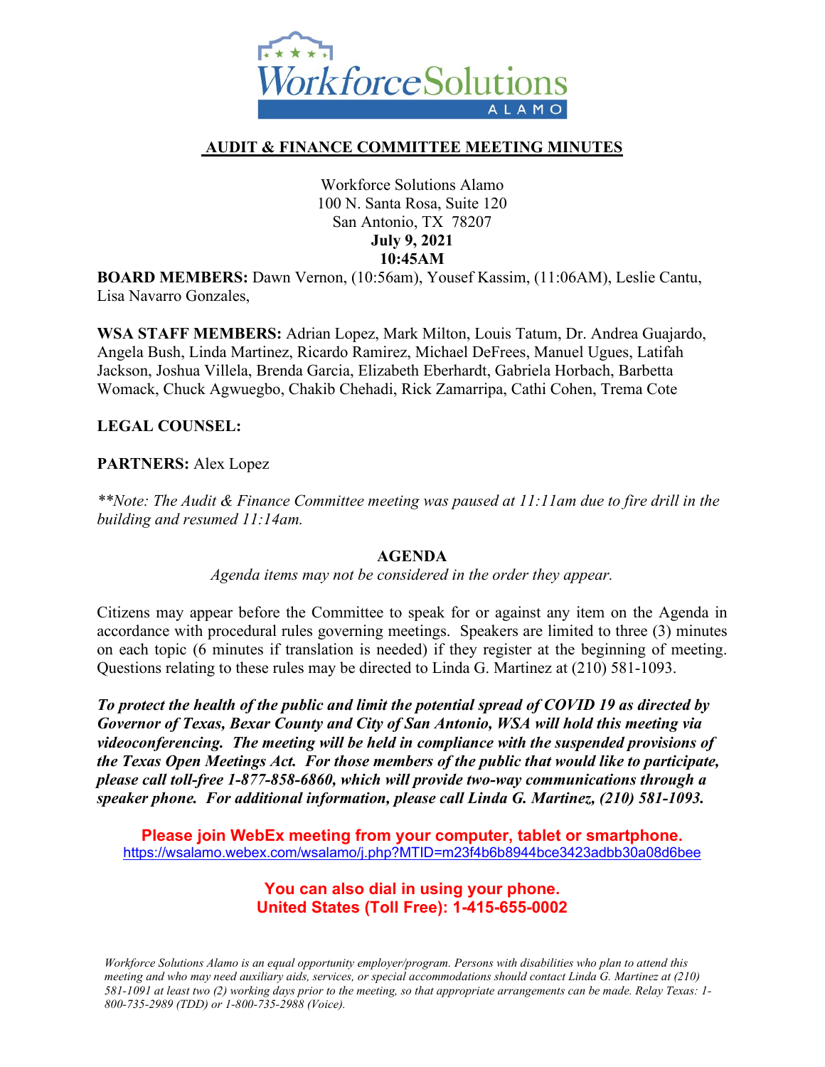# AUDIT & FINANCE COMMITTEE MEETING MINUTES

Workforce Solutions Alamo
100 N. Santa Rosa, Suite 120
San Antonio, TX 78207
**July 9, 2021**
**10:45AM**

**BOARD MEMBERS:** Dawn Vernon, (10:56am), Yousef Kassim, (11:06AM), Leslie Cantu, Lisa Navarro Gonzales,

**WSA STAFF MEMBERS:** Adrian Lopez, Mark Milton, Louis Tatum, Dr. Andrea Guajardo, Angela Bush, Linda Martinez, Ricardo Ramirez, Michael DeFrees, Manuel Ugues, Latifah Jackson, Joshua Villela, Brenda Garcia, Elizabeth Eberhardt, Gabriela Horbach, Barbetta Womack, Chuck Agwuegbo, Chakib Chehadi, Rick Zamarripa, Cathi Cohen, Trema Cote

**LEGAL COUNSEL:**

**PARTNERS:** Alex Lopez

*\*\*Note: The Audit & Finance Committee meeting was paused at 11:11am due to fire drill in the building and resumed 11:14am.*

## AGENDA

*Agenda items may not be considered in the order they appear.*

Citizens may appear before the Committee to speak for or against any item on the Agenda in accordance with procedural rules governing meetings. Speakers are limited to three (3) minutes on each topic (6 minutes if translation is needed) if they register at the beginning of meeting. Questions relating to these rules may be directed to Linda G. Martinez at (210) 581-1093.

***To protect the health of the public and limit the potential spread of COVID 19 as directed by Governor of Texas, Bexar County and City of San Antonio, WSA will hold this meeting via videoconferencing. The meeting will be held in compliance with the suspended provisions of the Texas Open Meetings Act. For those members of the public that would like to participate, please call toll-free 1-877-858-6860, which will provide two-way communications through a speaker phone. For additional information, please call Linda G. Martinez, (210) 581-1093.***

**Please join WebEx meeting from your computer, tablet or smartphone.**
https://wsalamo.webex.com/wsalamo/j.php?MTID=m23f4b6b8944bce3423adbb30a08d6bee

**You can also dial in using your phone.**
**United States (Toll Free): 1-415-655-0002**

*Workforce Solutions Alamo is an equal opportunity employer/program. Persons with disabilities who plan to attend this meeting and who may need auxiliary aids, services, or special accommodations should contact Linda G. Martinez at (210) 581-1091 at least two (2) working days prior to the meeting, so that appropriate arrangements can be made. Relay Texas: 1-800-735-2989 (TDD) or 1-800-735-2988 (Voice).*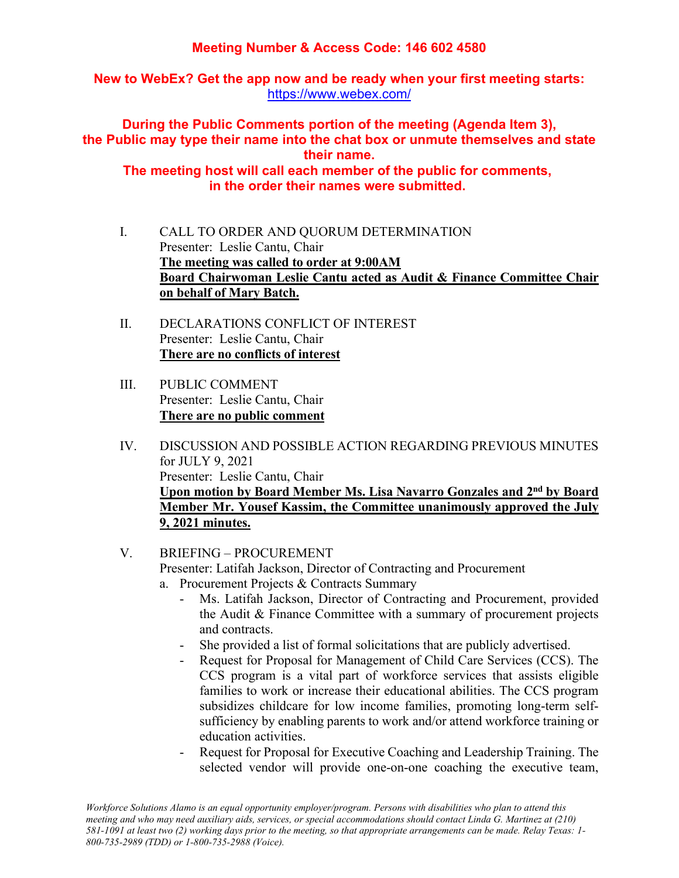**Meeting Number & Access Code: 146 602 4580**

**New to WebEx? Get the app now and be ready when your first meeting starts:**
https://www.webex.com/

**During the Public Comments portion of the meeting (Agenda Item 3), the Public may type their name into the chat box or unmute themselves and state their name.**
**The meeting host will call each member of the public for comments, in the order their names were submitted.**

I. CALL TO ORDER AND QUORUM DETERMINATION
Presenter: Leslie Cantu, Chair
**The meeting was called to order at 9:00AM**
**Board Chairwoman Leslie Cantu acted as Audit & Finance Committee Chair on behalf of Mary Batch.**

II. DECLARATIONS CONFLICT OF INTEREST
Presenter: Leslie Cantu, Chair
**There are no conflicts of interest**

III. PUBLIC COMMENT
Presenter: Leslie Cantu, Chair
**There are no public comment**

IV. DISCUSSION AND POSSIBLE ACTION REGARDING PREVIOUS MINUTES for JULY 9, 2021
Presenter: Leslie Cantu, Chair
**Upon motion by Board Member Ms. Lisa Navarro Gonzales and 2nd by Board Member Mr. Yousef Kassim, the Committee unanimously approved the July 9, 2021 minutes.**

V. BRIEFING – PROCUREMENT
Presenter: Latifah Jackson, Director of Contracting and Procurement

a. Procurement Projects & Contracts Summary
   - Ms. Latifah Jackson, Director of Contracting and Procurement, provided the Audit & Finance Committee with a summary of procurement projects and contracts.
   - She provided a list of formal solicitations that are publicly advertised.
   - Request for Proposal for Management of Child Care Services (CCS). The CCS program is a vital part of workforce services that assists eligible families to work or increase their educational abilities. The CCS program subsidizes childcare for low income families, promoting long-term self-sufficiency by enabling parents to work and/or attend workforce training or education activities.
   - Request for Proposal for Executive Coaching and Leadership Training. The selected vendor will provide one-on-one coaching the executive team,

*Workforce Solutions Alamo is an equal opportunity employer/program. Persons with disabilities who plan to attend this meeting and who may need auxiliary aids, services, or special accommodations should contact Linda G. Martinez at (210) 581-1091 at least two (2) working days prior to the meeting, so that appropriate arrangements can be made. Relay Texas: 1-800-735-2989 (TDD) or 1-800-735-2988 (Voice).*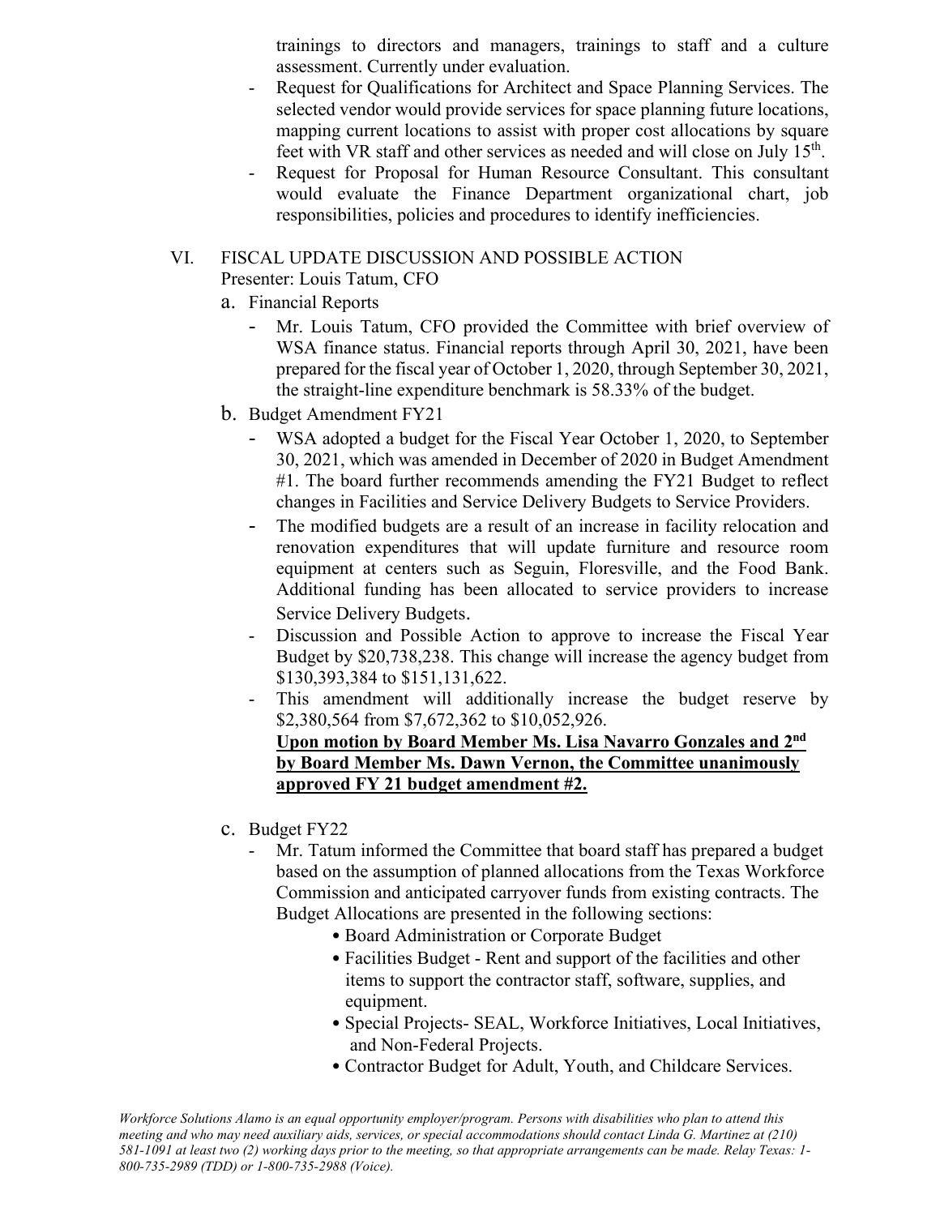trainings to directors and managers, trainings to staff and a culture assessment. Currently under evaluation.

- Request for Qualifications for Architect and Space Planning Services. The selected vendor would provide services for space planning future locations, mapping current locations to assist with proper cost allocations by square feet with VR staff and other services as needed and will close on July 15th.
- Request for Proposal for Human Resource Consultant. This consultant would evaluate the Finance Department organizational chart, job responsibilities, policies and procedures to identify inefficiencies.

VI. FISCAL UPDATE DISCUSSION AND POSSIBLE ACTION
Presenter: Louis Tatum, CFO

a. Financial Reports
   - Mr. Louis Tatum, CFO provided the Committee with brief overview of WSA finance status. Financial reports through April 30, 2021, have been prepared for the fiscal year of October 1, 2020, through September 30, 2021, the straight-line expenditure benchmark is 58.33% of the budget.

b. Budget Amendment FY21
   - WSA adopted a budget for the Fiscal Year October 1, 2020, to September 30, 2021, which was amended in December of 2020 in Budget Amendment #1. The board further recommends amending the FY21 Budget to reflect changes in Facilities and Service Delivery Budgets to Service Providers.
   - The modified budgets are a result of an increase in facility relocation and renovation expenditures that will update furniture and resource room equipment at centers such as Seguin, Floresville, and the Food Bank. Additional funding has been allocated to service providers to increase Service Delivery Budgets.
   - Discussion and Possible Action to approve to increase the Fiscal Year Budget by $20,738,238. This change will increase the agency budget from $130,393,384 to $151,131,622.
   - This amendment will additionally increase the budget reserve by $2,380,564 from $7,672,362 to $10,052,926.
     **Upon motion by Board Member Ms. Lisa Navarro Gonzales and 2nd by Board Member Ms. Dawn Vernon, the Committee unanimously approved FY 21 budget amendment #2.**

c. Budget FY22
   - Mr. Tatum informed the Committee that board staff has prepared a budget based on the assumption of planned allocations from the Texas Workforce Commission and anticipated carryover funds from existing contracts. The Budget Allocations are presented in the following sections:
     - Board Administration or Corporate Budget
     - Facilities Budget - Rent and support of the facilities and other items to support the contractor staff, software, supplies, and equipment.
     - Special Projects- SEAL, Workforce Initiatives, Local Initiatives, and Non-Federal Projects.
     - Contractor Budget for Adult, Youth, and Childcare Services.

*Workforce Solutions Alamo is an equal opportunity employer/program. Persons with disabilities who plan to attend this meeting and who may need auxiliary aids, services, or special accommodations should contact Linda G. Martinez at (210) 581-1091 at least two (2) working days prior to the meeting, so that appropriate arrangements can be made. Relay Texas: 1-800-735-2989 (TDD) or 1-800-735-2988 (Voice).*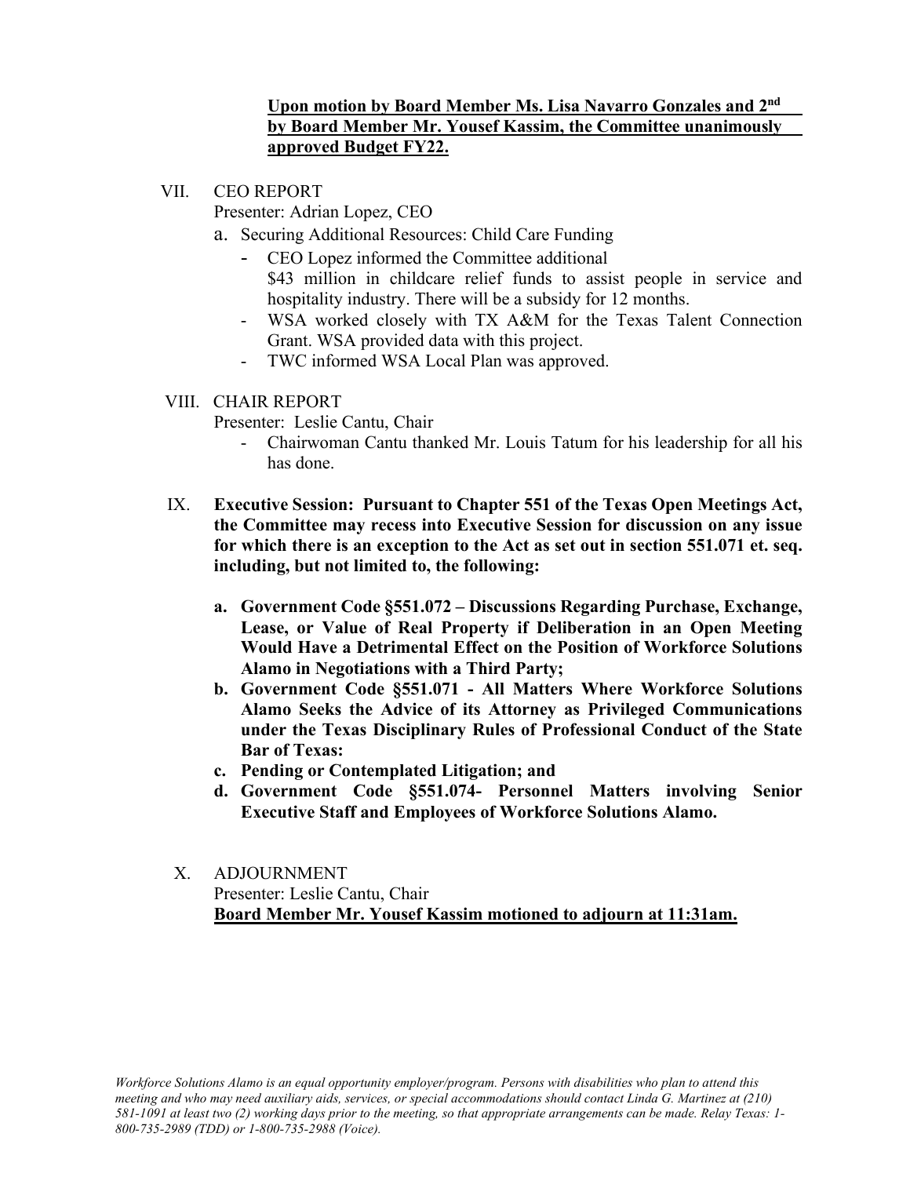**<u>Upon motion by Board Member Ms. Lisa Navarro Gonzales and 2nd by Board Member Mr. Yousef Kassim, the Committee unanimously approved Budget FY22.</u>**

VII. CEO REPORT

Presenter: Adrian Lopez, CEO

a. Securing Additional Resources: Child Care Funding
   - CEO Lopez informed the Committee additional $43 million in childcare relief funds to assist people in service and hospitality industry. There will be a subsidy for 12 months.
   - WSA worked closely with TX A&M for the Texas Talent Connection Grant. WSA provided data with this project.
   - TWC informed WSA Local Plan was approved.

VIII. CHAIR REPORT

Presenter: Leslie Cantu, Chair

- Chairwoman Cantu thanked Mr. Louis Tatum for his leadership for all his has done.

IX. **Executive Session: Pursuant to Chapter 551 of the Texas Open Meetings Act, the Committee may recess into Executive Session for discussion on any issue for which there is an exception to the Act as set out in section 551.071 et. seq. including, but not limited to, the following:**

   a. **Government Code §551.072 – Discussions Regarding Purchase, Exchange, Lease, or Value of Real Property if Deliberation in an Open Meeting Would Have a Detrimental Effect on the Position of Workforce Solutions Alamo in Negotiations with a Third Party;**
   b. **Government Code §551.071 - All Matters Where Workforce Solutions Alamo Seeks the Advice of its Attorney as Privileged Communications under the Texas Disciplinary Rules of Professional Conduct of the State Bar of Texas:**
   c. **Pending or Contemplated Litigation; and**
   d. **Government Code §551.074- Personnel Matters involving Senior Executive Staff and Employees of Workforce Solutions Alamo.**

X. ADJOURNMENT

Presenter: Leslie Cantu, Chair

**<u>Board Member Mr. Yousef Kassim motioned to adjourn at 11:31am.</u>**

*Workforce Solutions Alamo is an equal opportunity employer/program. Persons with disabilities who plan to attend this meeting and who may need auxiliary aids, services, or special accommodations should contact Linda G. Martinez at (210) 581-1091 at least two (2) working days prior to the meeting, so that appropriate arrangements can be made. Relay Texas: 1-800-735-2989 (TDD) or 1-800-735-2988 (Voice).*